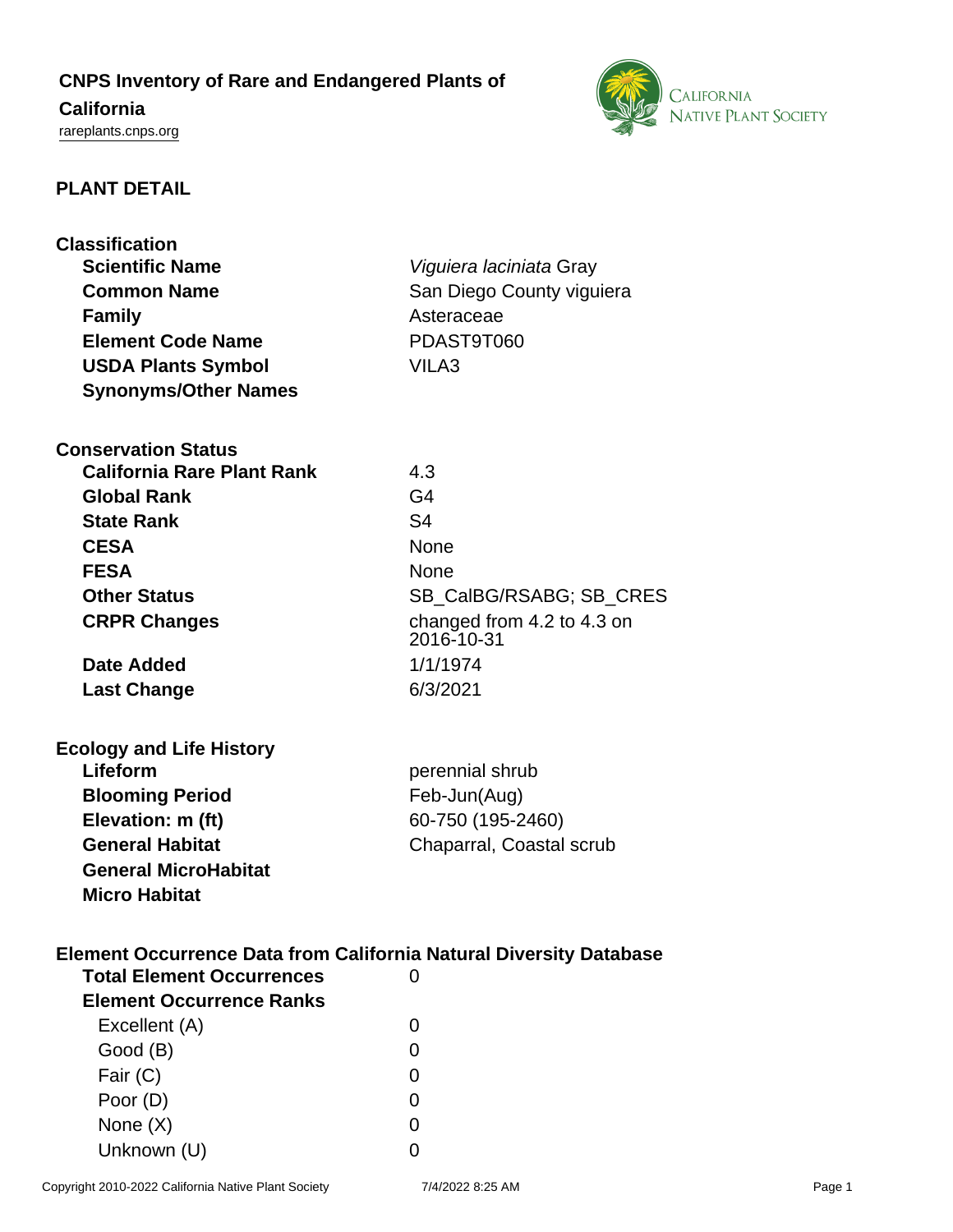# CNPS Inventory of Rare and Endangered Plants of California

rareplants.cnps.org

## PLANT DETAIL

### Classification

| | |
|---|---|
| **Scientific Name** | *Viguiera laciniata* Gray |
| **Common Name** | San Diego County viguiera |
| **Family** | Asteraceae |
| **Element Code Name** | PDAST9T060 |
| **USDA Plants Symbol** | VILA3 |
| **Synonyms/Other Names** | |

### Conservation Status

| | |
|---|---|
| **California Rare Plant Rank** | 4.3 |
| **Global Rank** | G4 |
| **State Rank** | S4 |
| **CESA** | None |
| **FESA** | None |
| **Other Status** | SB_CalBG/RSABG; SB_CRES |
| **CRPR Changes** | changed from 4.2 to 4.3 on 2016-10-31 |
| **Date Added** | 1/1/1974 |
| **Last Change** | 6/3/2021 |

### Ecology and Life History

| | |
|---|---|
| **Lifeform** | perennial shrub |
| **Blooming Period** | Feb-Jun(Aug) |
| **Elevation: m (ft)** | 60-750 (195-2460) |
| **General Habitat** | Chaparral, Coastal scrub |
| **General MicroHabitat** | |
| **Micro Habitat** | |

### Element Occurrence Data from California Natural Diversity Database

| | |
|---|---|
| **Total Element Occurrences** | 0 |
| **Element Occurrence Ranks** | |
| Excellent (A) | 0 |
| Good (B) | 0 |
| Fair (C) | 0 |
| Poor (D) | 0 |
| None (X) | 0 |
| Unknown (U) | 0 |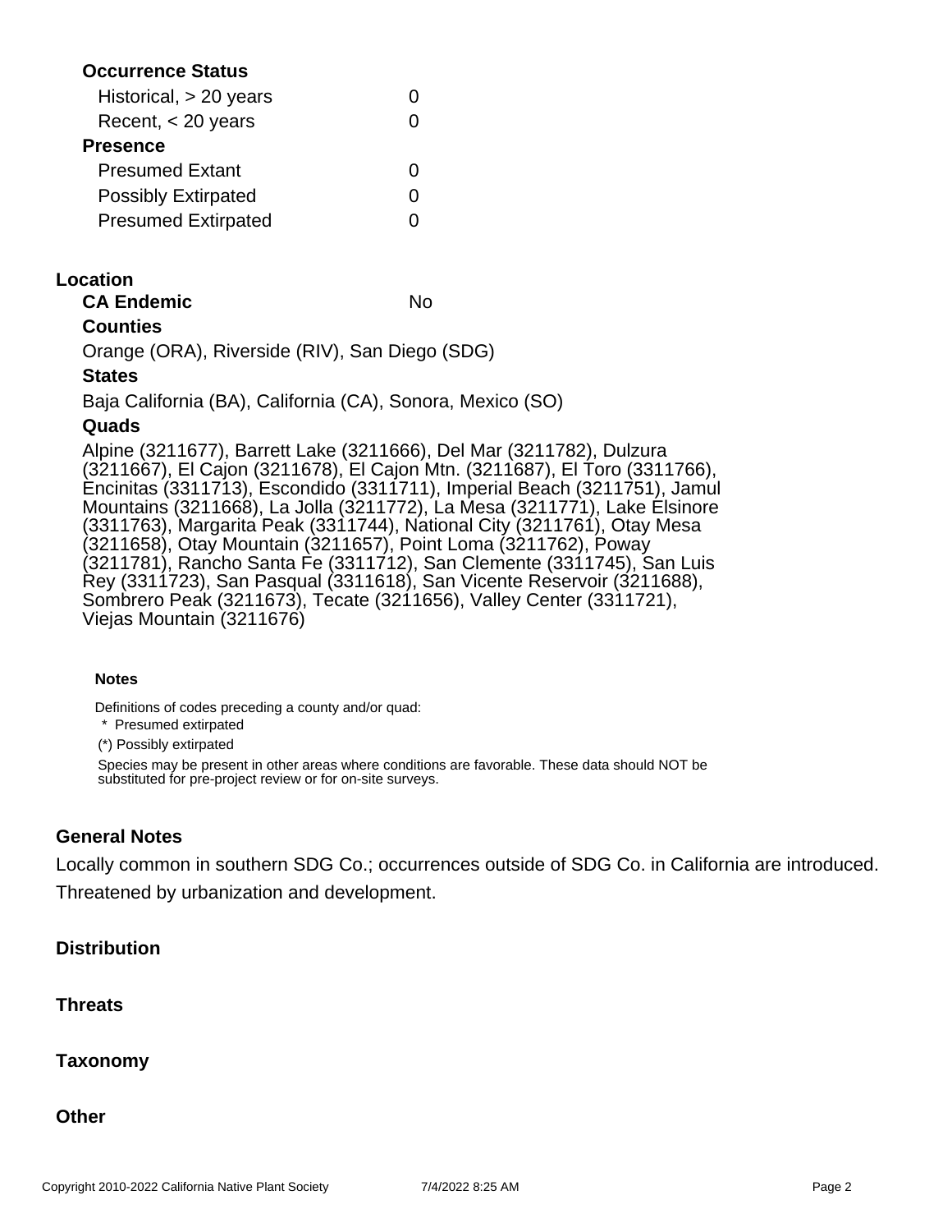**Occurrence Status**

| | |
|---|---|
| Historical, > 20 years | 0 |
| Recent, < 20 years | 0 |

**Presence**

| | |
|---|---|
| Presumed Extant | 0 |
| Possibly Extirpated | 0 |
| Presumed Extirpated | 0 |

## Location

**CA Endemic** No

**Counties**

Orange (ORA), Riverside (RIV), San Diego (SDG)

**States**

Baja California (BA), California (CA), Sonora, Mexico (SO)

**Quads**

Alpine (3211677), Barrett Lake (3211666), Del Mar (3211782), Dulzura (3211667), El Cajon (3211678), El Cajon Mtn. (3211687), El Toro (3311766), Encinitas (3311713), Escondido (3311711), Imperial Beach (3211751), Jamul Mountains (3211668), La Jolla (3211772), La Mesa (3211771), Lake Elsinore (3311763), Margarita Peak (3311744), National City (3211761), Otay Mesa (3211658), Otay Mountain (3211657), Point Loma (3211762), Poway (3211781), Rancho Santa Fe (3311712), San Clemente (3311745), San Luis Rey (3311723), San Pasqual (3311618), San Vicente Reservoir (3211688), Sombrero Peak (3211673), Tecate (3211656), Valley Center (3311721), Viejas Mountain (3211676)

**Notes**

Definitions of codes preceding a county and/or quad:

\* Presumed extirpated

(*) Possibly extirpated

Species may be present in other areas where conditions are favorable. These data should NOT be substituted for pre-project review or for on-site surveys.

## General Notes

Locally common in southern SDG Co.; occurrences outside of SDG Co. in California are introduced. Threatened by urbanization and development.

## Distribution

## Threats

## Taxonomy

## Other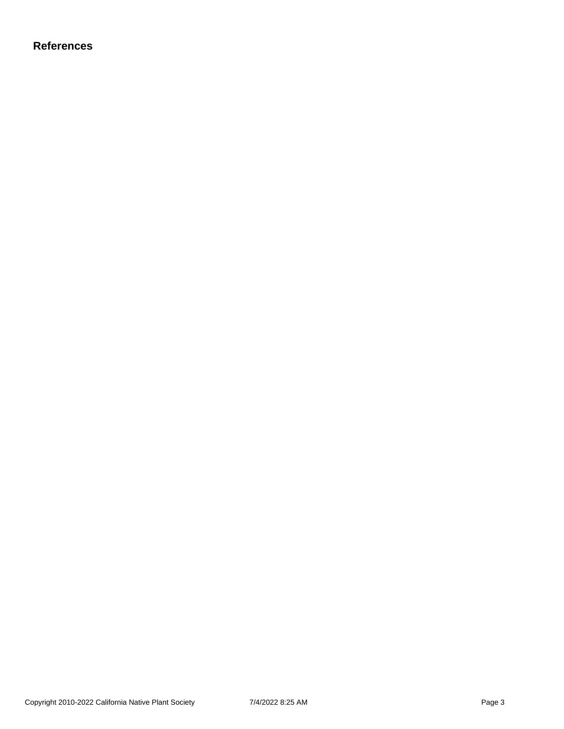## References